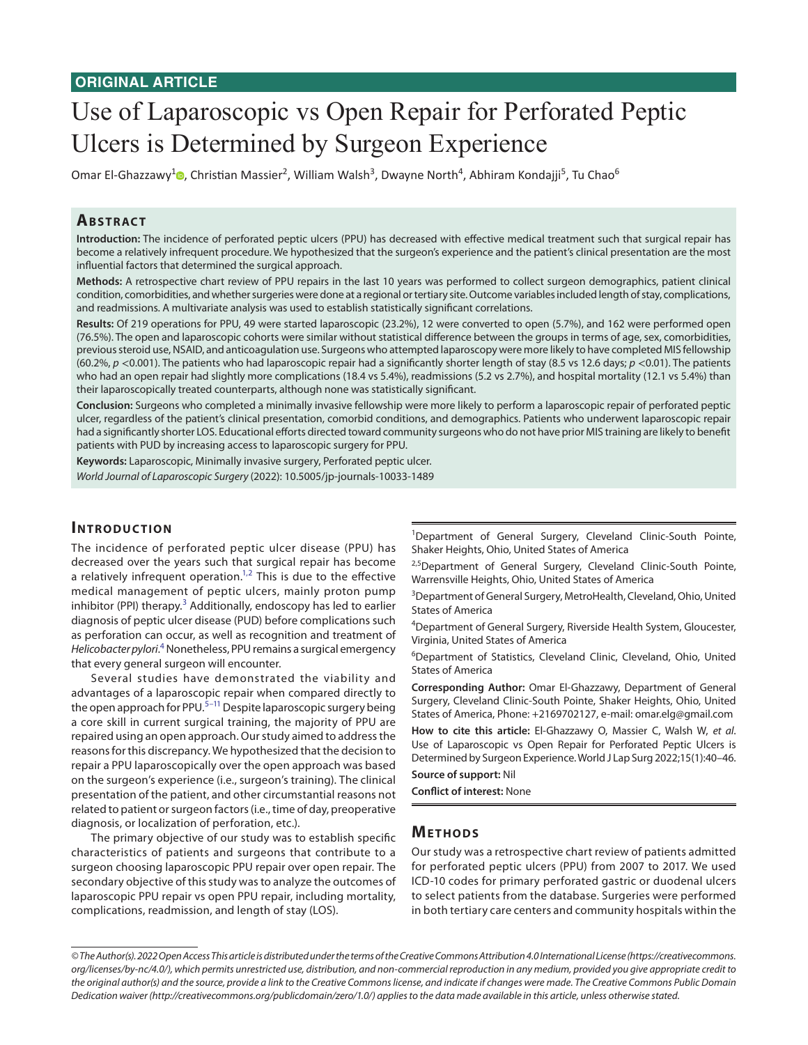**ORIGINAL ARTICLE**

# Use of Laparoscopic vs Open Repair for Perforated Peptic Ulcers is Determined by Surgeon Experience

Omar El-Ghazzawy[1], Christian Massier[2], William Walsh[3], Dwayne North[4], Abhiram Kondajji[5], Tu Chao[6]

## Abstract

**Introduction:** The incidence of perforated peptic ulcers (PPU) has decreased with effective medical treatment such that surgical repair has become a relatively infrequent procedure. We hypothesized that the surgeon's experience and the patient's clinical presentation are the most influential factors that determined the surgical approach.

**Methods:** A retrospective chart review of PPU repairs in the last 10 years was performed to collect surgeon demographics, patient clinical condition, comorbidities, and whether surgeries were done at a regional or tertiary site. Outcome variables included length of stay, complications, and readmissions. A multivariate analysis was used to establish statistically significant correlations.

**Results:** Of 219 operations for PPU, 49 were started laparoscopic (23.2%), 12 were converted to open (5.7%), and 162 were performed open (76.5%). The open and laparoscopic cohorts were similar without statistical difference between the groups in terms of age, sex, comorbidities, previous steroid use, NSAID, and anticoagulation use. Surgeons who attempted laparoscopy were more likely to have completed MIS fellowship (60.2%, $p < 0.001$). The patients who had laparoscopic repair had a significantly shorter length of stay (8.5 vs 12.6 days; $p < 0.01$). The patients who had an open repair had slightly more complications (18.4 vs 5.4%), readmissions (5.2 vs 2.7%), and hospital mortality (12.1 vs 5.4%) than their laparoscopically treated counterparts, although none was statistically significant.

**Conclusion:** Surgeons who completed a minimally invasive fellowship were more likely to perform a laparoscopic repair of perforated peptic ulcer, regardless of the patient's clinical presentation, comorbid conditions, and demographics. Patients who underwent laparoscopic repair had a significantly shorter LOS. Educational efforts directed toward community surgeons who do not have prior MIS training are likely to benefit patients with PUD by increasing access to laparoscopic surgery for PPU.

**Keywords:** Laparoscopic, Minimally invasive surgery, Perforated peptic ulcer.

*World Journal of Laparoscopic Surgery* (2022): 10.5005/jp-journals-10033-1489

## Introduction

The incidence of perforated peptic ulcer disease (PPU) has decreased over the years such that surgical repair has become a relatively infrequent operation.[1,2] This is due to the effective medical management of peptic ulcers, mainly proton pump inhibitor (PPI) therapy.[3] Additionally, endoscopy has led to earlier diagnosis of peptic ulcer disease (PUD) before complications such as perforation can occur, as well as recognition and treatment of *Helicobacter pylori*.[4] Nonetheless, PPU remains a surgical emergency that every general surgeon will encounter.

Several studies have demonstrated the viability and advantages of a laparoscopic repair when compared directly to the open approach for PPU.[5–11] Despite laparoscopic surgery being a core skill in current surgical training, the majority of PPU are repaired using an open approach. Our study aimed to address the reasons for this discrepancy. We hypothesized that the decision to repair a PPU laparoscopically over the open approach was based on the surgeon's experience (i.e., surgeon's training). The clinical presentation of the patient, and other circumstantial reasons not related to patient or surgeon factors (i.e., time of day, preoperative diagnosis, or localization of perforation, etc.).

The primary objective of our study was to establish specific characteristics of patients and surgeons that contribute to a surgeon choosing laparoscopic PPU repair over open repair. The secondary objective of this study was to analyze the outcomes of laparoscopic PPU repair vs open PPU repair, including mortality, complications, readmission, and length of stay (LOS).

[1]Department of General Surgery, Cleveland Clinic-South Pointe, Shaker Heights, Ohio, United States of America

[2,5]Department of General Surgery, Cleveland Clinic-South Pointe, Warrensville Heights, Ohio, United States of America

[3]Department of General Surgery, MetroHealth, Cleveland, Ohio, United States of America

[4]Department of General Surgery, Riverside Health System, Gloucester, Virginia, United States of America

[6]Department of Statistics, Cleveland Clinic, Cleveland, Ohio, United States of America

**Corresponding Author:** Omar El-Ghazzawy, Department of General Surgery, Cleveland Clinic-South Pointe, Shaker Heights, Ohio, United States of America, Phone: +2169702127, e-mail: omar.elg@gmail.com

**How to cite this article:** El-Ghazzawy O, Massier C, Walsh W, *et al*. Use of Laparoscopic vs Open Repair for Perforated Peptic Ulcers is Determined by Surgeon Experience. World J Lap Surg 2022;15(1):40–46.

**Source of support:** Nil

**Conflict of interest:** None

## Methods

Our study was a retrospective chart review of patients admitted for perforated peptic ulcers (PPU) from 2007 to 2017. We used ICD-10 codes for primary perforated gastric or duodenal ulcers to select patients from the database. Surgeries were performed in both tertiary care centers and community hospitals within the

*© The Author(s). 2022 Open Access This article is distributed under the terms of the Creative Commons Attribution 4.0 International License (https://creativecommons.org/licenses/by-nc/4.0/), which permits unrestricted use, distribution, and non-commercial reproduction in any medium, provided you give appropriate credit to the original author(s) and the source, provide a link to the Creative Commons license, and indicate if changes were made. The Creative Commons Public Domain Dedication waiver (http://creativecommons.org/publicdomain/zero/1.0/) applies to the data made available in this article, unless otherwise stated.*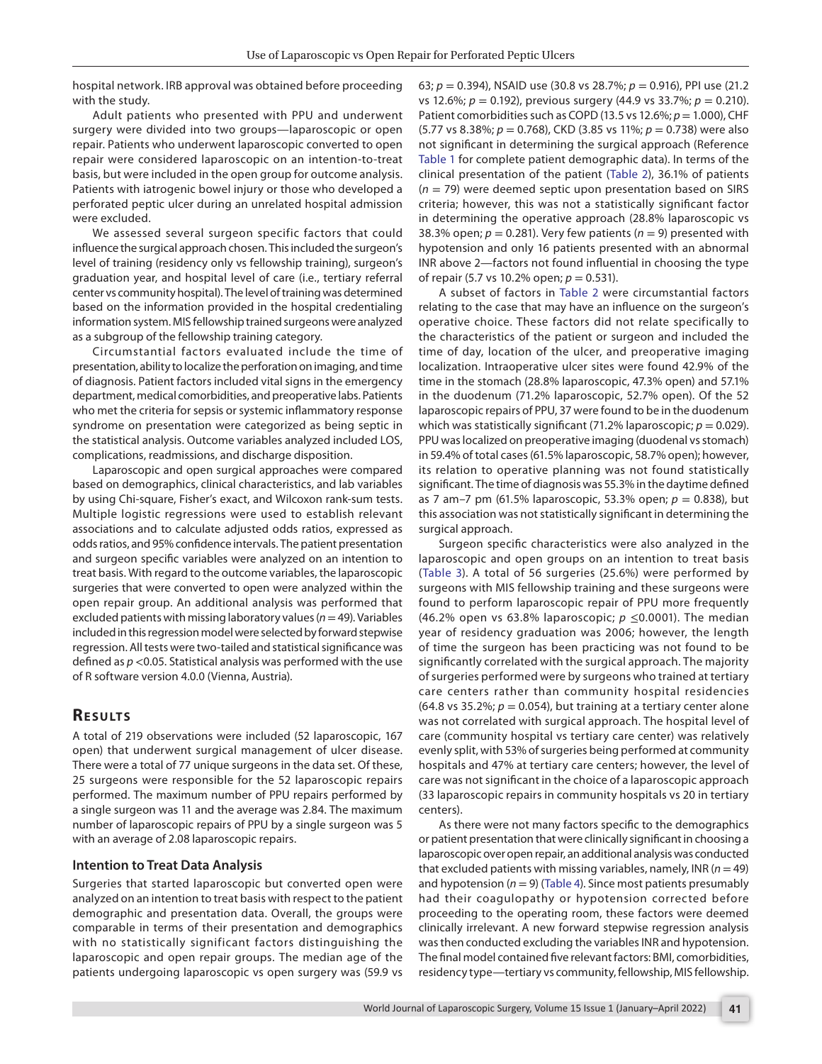hospital network. IRB approval was obtained before proceeding with the study.

Adult patients who presented with PPU and underwent surgery were divided into two groups—laparoscopic or open repair. Patients who underwent laparoscopic converted to open repair were considered laparoscopic on an intention-to-treat basis, but were included in the open group for outcome analysis. Patients with iatrogenic bowel injury or those who developed a perforated peptic ulcer during an unrelated hospital admission were excluded.

We assessed several surgeon specific factors that could influence the surgical approach chosen. This included the surgeon's level of training (residency only vs fellowship training), surgeon's graduation year, and hospital level of care (i.e., tertiary referral center vs community hospital). The level of training was determined based on the information provided in the hospital credentialing information system. MIS fellowship trained surgeons were analyzed as a subgroup of the fellowship training category.

Circumstantial factors evaluated include the time of presentation, ability to localize the perforation on imaging, and time of diagnosis. Patient factors included vital signs in the emergency department, medical comorbidities, and preoperative labs. Patients who met the criteria for sepsis or systemic inflammatory response syndrome on presentation were categorized as being septic in the statistical analysis. Outcome variables analyzed included LOS, complications, readmissions, and discharge disposition.

Laparoscopic and open surgical approaches were compared based on demographics, clinical characteristics, and lab variables by using Chi-square, Fisher's exact, and Wilcoxon rank-sum tests. Multiple logistic regressions were used to establish relevant associations and to calculate adjusted odds ratios, expressed as odds ratios, and 95% confidence intervals. The patient presentation and surgeon specific variables were analyzed on an intention to treat basis. With regard to the outcome variables, the laparoscopic surgeries that were converted to open were analyzed within the open repair group. An additional analysis was performed that excluded patients with missing laboratory values ($n = 49$). Variables included in this regression model were selected by forward stepwise regression. All tests were two-tailed and statistical significance was defined as $p < 0.05$. Statistical analysis was performed with the use of R software version 4.0.0 (Vienna, Austria).

## Results

A total of 219 observations were included (52 laparoscopic, 167 open) that underwent surgical management of ulcer disease. There were a total of 77 unique surgeons in the data set. Of these, 25 surgeons were responsible for the 52 laparoscopic repairs performed. The maximum number of PPU repairs performed by a single surgeon was 11 and the average was 2.84. The maximum number of laparoscopic repairs of PPU by a single surgeon was 5 with an average of 2.08 laparoscopic repairs.

### Intention to Treat Data Analysis

Surgeries that started laparoscopic but converted open were analyzed on an intention to treat basis with respect to the patient demographic and presentation data. Overall, the groups were comparable in terms of their presentation and demographics with no statistically significant factors distinguishing the laparoscopic and open repair groups. The median age of the patients undergoing laparoscopic vs open surgery was (59.9 vs 63; $p = 0.394$), NSAID use (30.8 vs 28.7%; $p = 0.916$), PPI use (21.2 vs 12.6%; $p = 0.192$), previous surgery (44.9 vs 33.7%; $p = 0.210$). Patient comorbidities such as COPD (13.5 vs 12.6%; $p = 1.000$), CHF (5.77 vs 8.38%; $p = 0.768$), CKD (3.85 vs 11%; $p = 0.738$) were also not significant in determining the surgical approach (Reference Table 1 for complete patient demographic data). In terms of the clinical presentation of the patient (Table 2), 36.1% of patients ($n = 79$) were deemed septic upon presentation based on SIRS criteria; however, this was not a statistically significant factor in determining the operative approach (28.8% laparoscopic vs 38.3% open; $p = 0.281$). Very few patients ($n = 9$) presented with hypotension and only 16 patients presented with an abnormal INR above 2—factors not found influential in choosing the type of repair (5.7 vs 10.2% open; $p = 0.531$).

A subset of factors in Table 2 were circumstantial factors relating to the case that may have an influence on the surgeon's operative choice. These factors did not relate specifically to the characteristics of the patient or surgeon and included the time of day, location of the ulcer, and preoperative imaging localization. Intraoperative ulcer sites were found 42.9% of the time in the stomach (28.8% laparoscopic, 47.3% open) and 57.1% in the duodenum (71.2% laparoscopic, 52.7% open). Of the 52 laparoscopic repairs of PPU, 37 were found to be in the duodenum which was statistically significant (71.2% laparoscopic; $p = 0.029$). PPU was localized on preoperative imaging (duodenal vs stomach) in 59.4% of total cases (61.5% laparoscopic, 58.7% open); however, its relation to operative planning was not found statistically significant. The time of diagnosis was 55.3% in the daytime defined as 7 am–7 pm (61.5% laparoscopic, 53.3% open; $p = 0.838$), but this association was not statistically significant in determining the surgical approach.

Surgeon specific characteristics were also analyzed in the laparoscopic and open groups on an intention to treat basis (Table 3). A total of 56 surgeries (25.6%) were performed by surgeons with MIS fellowship training and these surgeons were found to perform laparoscopic repair of PPU more frequently (46.2% open vs 63.8% laparoscopic; $p \leq 0.0001$). The median year of residency graduation was 2006; however, the length of time the surgeon has been practicing was not found to be significantly correlated with the surgical approach. The majority of surgeries performed were by surgeons who trained at tertiary care centers rather than community hospital residencies (64.8 vs 35.2%; $p = 0.054$), but training at a tertiary center alone was not correlated with surgical approach. The hospital level of care (community hospital vs tertiary care center) was relatively evenly split, with 53% of surgeries being performed at community hospitals and 47% at tertiary care centers; however, the level of care was not significant in the choice of a laparoscopic approach (33 laparoscopic repairs in community hospitals vs 20 in tertiary centers).

As there were not many factors specific to the demographics or patient presentation that were clinically significant in choosing a laparoscopic over open repair, an additional analysis was conducted that excluded patients with missing variables, namely, INR ($n = 49$) and hypotension ($n = 9$) (Table 4). Since most patients presumably had their coagulopathy or hypotension corrected before proceeding to the operating room, these factors were deemed clinically irrelevant. A new forward stepwise regression analysis was then conducted excluding the variables INR and hypotension. The final model contained five relevant factors: BMI, comorbidities, residency type—tertiary vs community, fellowship, MIS fellowship.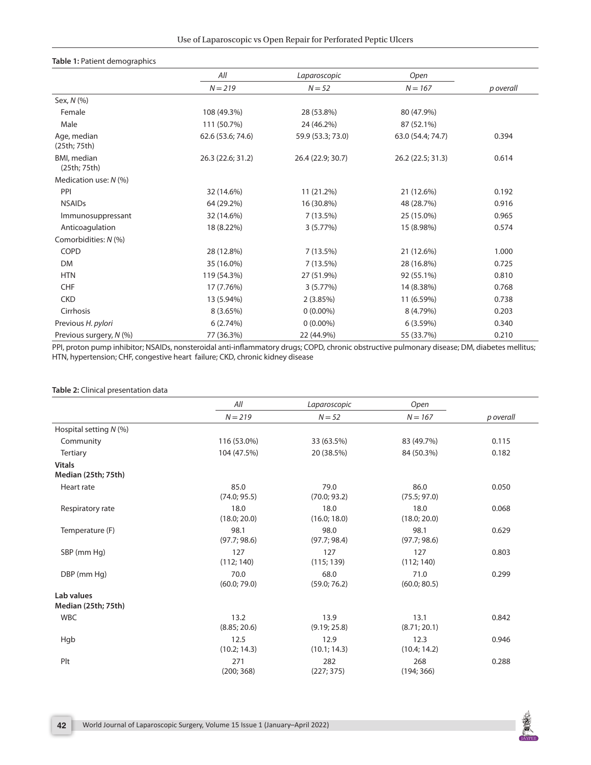**Table 1:** Patient demographics

| | All | Laparoscopic | Open | |
|---|---|---|---|---|
| | *N* = 219 | *N* = 52 | *N* = 167 | *p overall* |
| Sex, *N* (%) | | | | |
| Female | 108 (49.3%) | 28 (53.8%) | 80 (47.9%) | |
| Male | 111 (50.7%) | 24 (46.2%) | 87 (52.1%) | |
| Age, median (25th; 75th) | 62.6 (53.6; 74.6) | 59.9 (53.3; 73.0) | 63.0 (54.4; 74.7) | 0.394 |
| BMI, median (25th; 75th) | 26.3 (22.6; 31.2) | 26.4 (22.9; 30.7) | 26.2 (22.5; 31.3) | 0.614 |
| Medication use: *N* (%) | | | | |
| PPI | 32 (14.6%) | 11 (21.2%) | 21 (12.6%) | 0.192 |
| NSAIDs | 64 (29.2%) | 16 (30.8%) | 48 (28.7%) | 0.916 |
| Immunosuppressant | 32 (14.6%) | 7 (13.5%) | 25 (15.0%) | 0.965 |
| Anticoagulation | 18 (8.22%) | 3 (5.77%) | 15 (8.98%) | 0.574 |
| Comorbidities: *N* (%) | | | | |
| COPD | 28 (12.8%) | 7 (13.5%) | 21 (12.6%) | 1.000 |
| DM | 35 (16.0%) | 7 (13.5%) | 28 (16.8%) | 0.725 |
| HTN | 119 (54.3%) | 27 (51.9%) | 92 (55.1%) | 0.810 |
| CHF | 17 (7.76%) | 3 (5.77%) | 14 (8.38%) | 0.768 |
| CKD | 13 (5.94%) | 2 (3.85%) | 11 (6.59%) | 0.738 |
| Cirrhosis | 8 (3.65%) | 0 (0.00%) | 8 (4.79%) | 0.203 |
| Previous *H. pylori* | 6 (2.74%) | 0 (0.00%) | 6 (3.59%) | 0.340 |
| Previous surgery, *N* (%) | 77 (36.3%) | 22 (44.9%) | 55 (33.7%) | 0.210 |

PPI, proton pump inhibitor; NSAIDs, nonsteroidal anti-inflammatory drugs; COPD, chronic obstructive pulmonary disease; DM, diabetes mellitus; HTN, hypertension; CHF, congestive heart failure; CKD, chronic kidney disease

**Table 2:** Clinical presentation data

| | All | Laparoscopic | Open | |
|---|---|---|---|---|
| | *N* = 219 | *N* = 52 | *N* = 167 | *p overall* |
| Hospital setting *N* (%) | | | | |
| Community | 116 (53.0%) | 33 (63.5%) | 83 (49.7%) | 0.115 |
| Tertiary | 104 (47.5%) | 20 (38.5%) | 84 (50.3%) | 0.182 |
| **Vitals Median (25th; 75th)** | | | | |
| Heart rate | 85.0 (74.0; 95.5) | 79.0 (70.0; 93.2) | 86.0 (75.5; 97.0) | 0.050 |
| Respiratory rate | 18.0 (18.0; 20.0) | 18.0 (16.0; 18.0) | 18.0 (18.0; 20.0) | 0.068 |
| Temperature (F) | 98.1 (97.7; 98.6) | 98.0 (97.7; 98.4) | 98.1 (97.7; 98.6) | 0.629 |
| SBP (mm Hg) | 127 (112; 140) | 127 (115; 139) | 127 (112; 140) | 0.803 |
| DBP (mm Hg) | 70.0 (60.0; 79.0) | 68.0 (59.0; 76.2) | 71.0 (60.0; 80.5) | 0.299 |
| **Lab values Median (25th; 75th)** | | | | |
| WBC | 13.2 (8.85; 20.6) | 13.9 (9.19; 25.8) | 13.1 (8.71; 20.1) | 0.842 |
| Hgb | 12.5 (10.2; 14.3) | 12.9 (10.1; 14.3) | 12.3 (10.4; 14.2) | 0.946 |
| Plt | 271 (200; 368) | 282 (227; 375) | 268 (194; 366) | 0.288 |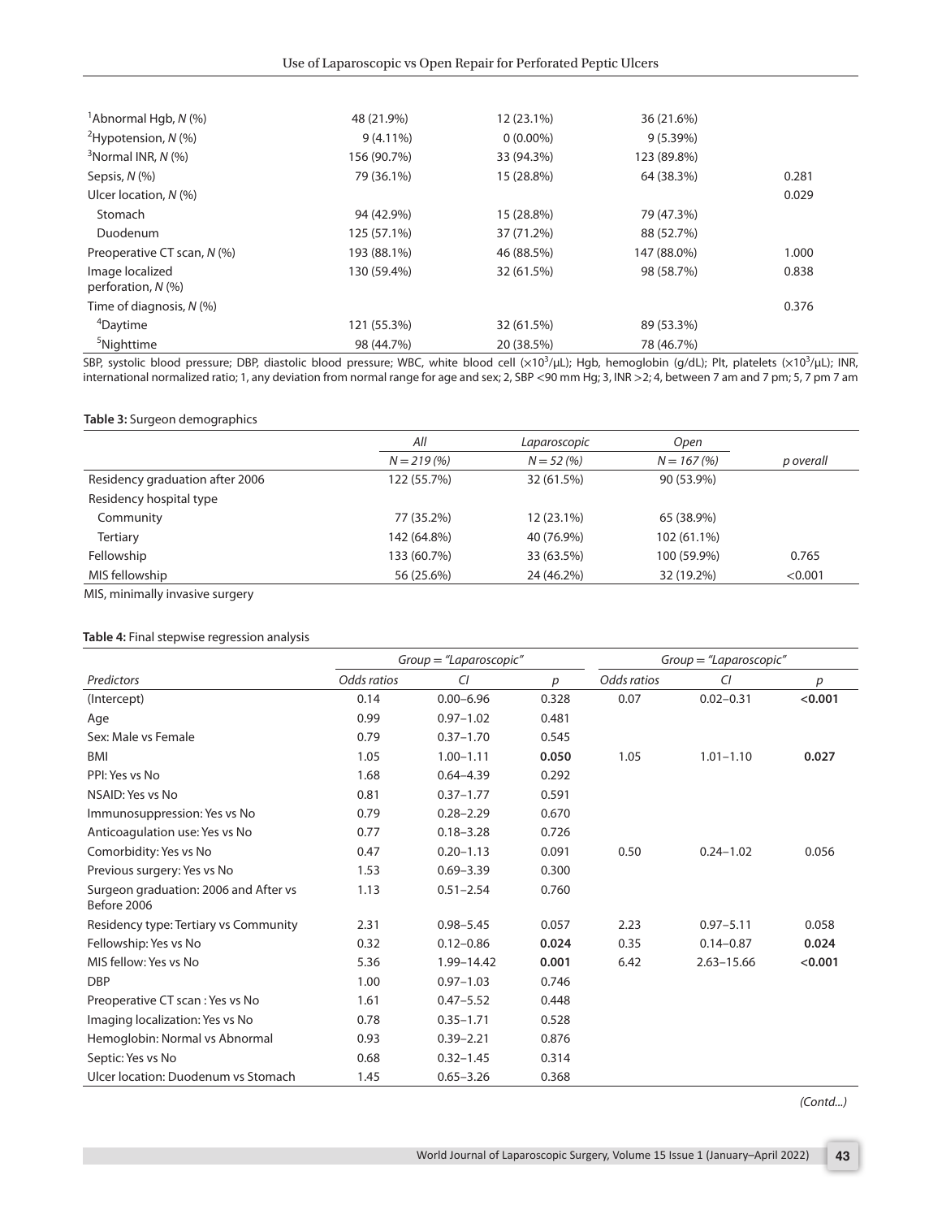| | | | | |
|---|---|---|---|---|
| [1]Abnormal Hgb, *N* (%) | 48 (21.9%) | 12 (23.1%) | 36 (21.6%) | |
| [2]Hypotension, *N* (%) | 9 (4.11%) | 0 (0.00%) | 9 (5.39%) | |
| [3]Normal INR, *N* (%) | 156 (90.7%) | 33 (94.3%) | 123 (89.8%) | |
| Sepsis, *N* (%) | 79 (36.1%) | 15 (28.8%) | 64 (38.3%) | 0.281 |
| Ulcer location, *N* (%) | | | | 0.029 |
| Stomach | 94 (42.9%) | 15 (28.8%) | 79 (47.3%) | |
| Duodenum | 125 (57.1%) | 37 (71.2%) | 88 (52.7%) | |
| Preoperative CT scan, *N* (%) | 193 (88.1%) | 46 (88.5%) | 147 (88.0%) | 1.000 |
| Image localized perforation, *N* (%) | 130 (59.4%) | 32 (61.5%) | 98 (58.7%) | 0.838 |
| Time of diagnosis, *N* (%) | | | | 0.376 |
| [4]Daytime | 121 (55.3%) | 32 (61.5%) | 89 (53.3%) | |
| [5]Nighttime | 98 (44.7%) | 20 (38.5%) | 78 (46.7%) | |

SBP, systolic blood pressure; DBP, diastolic blood pressure; WBC, white blood cell ($\times10^3/\mu L$); Hgb, hemoglobin (g/dL); Plt, platelets ($\times10^3/\mu L$); INR, international normalized ratio; 1, any deviation from normal range for age and sex; 2, SBP <90 mm Hg; 3, INR >2; 4, between 7 am and 7 pm; 5, 7 pm 7 am

**Table 3:** Surgeon demographics

| | *All* | *Laparoscopic* | *Open* | |
|---|---|---|---|---|
| | *N = 219 (%)* | *N = 52 (%)* | *N = 167 (%)* | *p overall* |
| Residency graduation after 2006 | 122 (55.7%) | 32 (61.5%) | 90 (53.9%) | |
| Residency hospital type | | | | |
| Community | 77 (35.2%) | 12 (23.1%) | 65 (38.9%) | |
| Tertiary | 142 (64.8%) | 40 (76.9%) | 102 (61.1%) | |
| Fellowship | 133 (60.7%) | 33 (63.5%) | 100 (59.9%) | 0.765 |
| MIS fellowship | 56 (25.6%) | 24 (46.2%) | 32 (19.2%) | <0.001 |

MIS, minimally invasive surgery

**Table 4:** Final stepwise regression analysis

| | *Group = "Laparoscopic"* | | | *Group = "Laparoscopic"* | | |
|---|---|---|---|---|---|---|
| *Predictors* | *Odds ratios* | *CI* | *p* | *Odds ratios* | *CI* | *p* |
| (Intercept) | 0.14 | 0.00–6.96 | 0.328 | 0.07 | 0.02–0.31 | **<0.001** |
| Age | 0.99 | 0.97–1.02 | 0.481 | | | |
| Sex: Male vs Female | 0.79 | 0.37–1.70 | 0.545 | | | |
| BMI | 1.05 | 1.00–1.11 | **0.050** | 1.05 | 1.01–1.10 | **0.027** |
| PPI: Yes vs No | 1.68 | 0.64–4.39 | 0.292 | | | |
| NSAID: Yes vs No | 0.81 | 0.37–1.77 | 0.591 | | | |
| Immunosuppression: Yes vs No | 0.79 | 0.28–2.29 | 0.670 | | | |
| Anticoagulation use: Yes vs No | 0.77 | 0.18–3.28 | 0.726 | | | |
| Comorbidity: Yes vs No | 0.47 | 0.20–1.13 | 0.091 | 0.50 | 0.24–1.02 | 0.056 |
| Previous surgery: Yes vs No | 1.53 | 0.69–3.39 | 0.300 | | | |
| Surgeon graduation: 2006 and After vs Before 2006 | 1.13 | 0.51–2.54 | 0.760 | | | |
| Residency type: Tertiary vs Community | 2.31 | 0.98–5.45 | 0.057 | 2.23 | 0.97–5.11 | 0.058 |
| Fellowship: Yes vs No | 0.32 | 0.12–0.86 | **0.024** | 0.35 | 0.14–0.87 | **0.024** |
| MIS fellow: Yes vs No | 5.36 | 1.99–14.42 | **0.001** | 6.42 | 2.63–15.66 | **<0.001** |
| DBP | 1.00 | 0.97–1.03 | 0.746 | | | |
| Preoperative CT scan : Yes vs No | 1.61 | 0.47–5.52 | 0.448 | | | |
| Imaging localization: Yes vs No | 0.78 | 0.35–1.71 | 0.528 | | | |
| Hemoglobin: Normal vs Abnormal | 0.93 | 0.39–2.21 | 0.876 | | | |
| Septic: Yes vs No | 0.68 | 0.32–1.45 | 0.314 | | | |
| Ulcer location: Duodenum vs Stomach | 1.45 | 0.65–3.26 | 0.368 | | | |

*(Contd...)*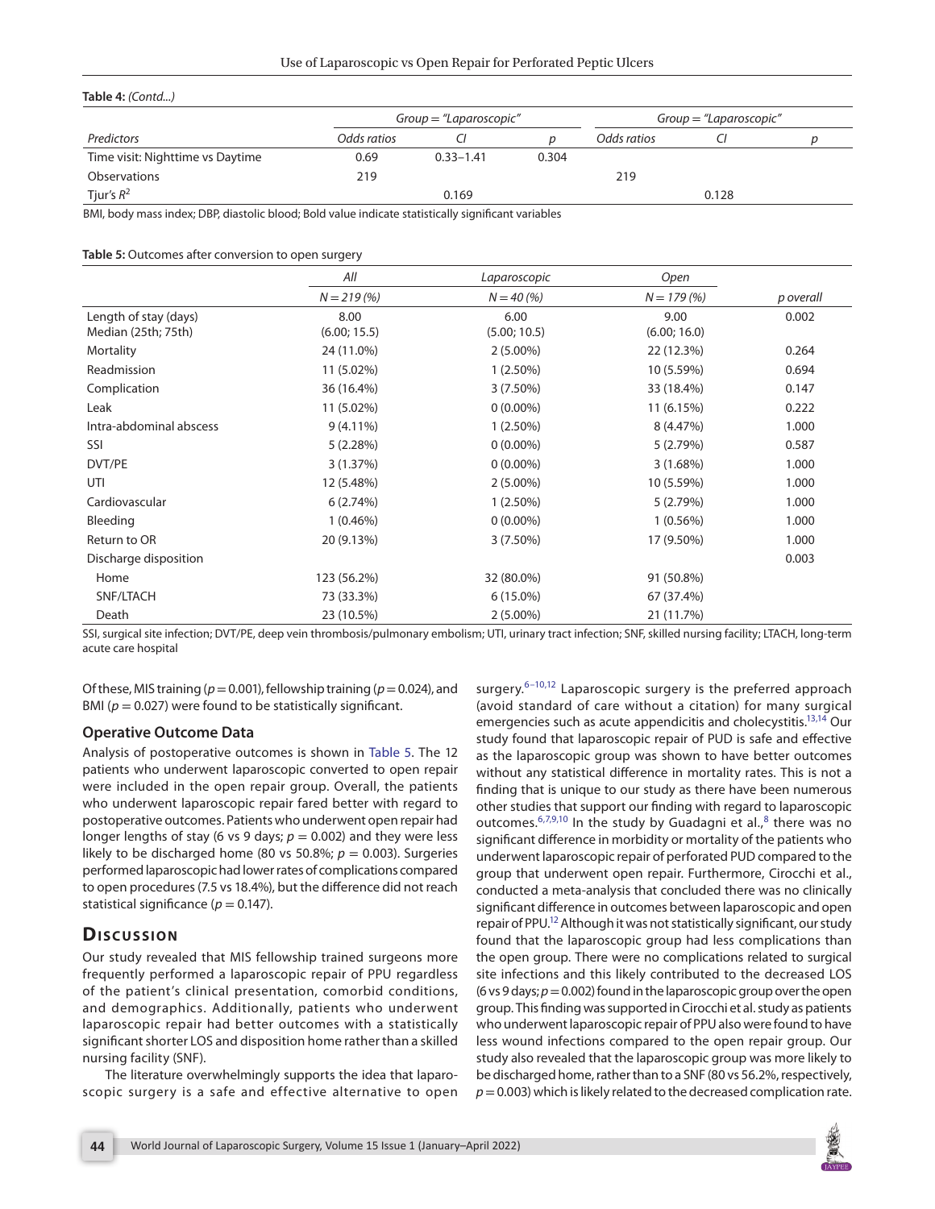**Table 4:** *(Contd...)*

| | *Group = "Laparoscopic"* | | | *Group = "Laparoscopic"* | | |
|---|---|---|---|---|---|---|
| *Predictors* | *Odds ratios* | *CI* | *p* | *Odds ratios* | *CI* | *p* |
| Time visit: Nighttime vs Daytime | 0.69 | 0.33–1.41 | 0.304 | | | |
| Observations | 219 | | | 219 | | |
| Tjur's $R^2$ | | 0.169 | | | 0.128 | |

BMI, body mass index; DBP, diastolic blood; Bold value indicate statistically significant variables

**Table 5:** Outcomes after conversion to open surgery

| | *All* | *Laparoscopic* | *Open* | |
|---|---|---|---|---|
| | *N = 219 (%)* | *N = 40 (%)* | *N = 179 (%)* | *p overall* |
| Length of stay (days) Median (25th; 75th) | 8.00 (6.00; 15.5) | 6.00 (5.00; 10.5) | 9.00 (6.00; 16.0) | 0.002 |
| Mortality | 24 (11.0%) | 2 (5.00%) | 22 (12.3%) | 0.264 |
| Readmission | 11 (5.02%) | 1 (2.50%) | 10 (5.59%) | 0.694 |
| Complication | 36 (16.4%) | 3 (7.50%) | 33 (18.4%) | 0.147 |
| Leak | 11 (5.02%) | 0 (0.00%) | 11 (6.15%) | 0.222 |
| Intra-abdominal abscess | 9 (4.11%) | 1 (2.50%) | 8 (4.47%) | 1.000 |
| SSI | 5 (2.28%) | 0 (0.00%) | 5 (2.79%) | 0.587 |
| DVT/PE | 3 (1.37%) | 0 (0.00%) | 3 (1.68%) | 1.000 |
| UTI | 12 (5.48%) | 2 (5.00%) | 10 (5.59%) | 1.000 |
| Cardiovascular | 6 (2.74%) | 1 (2.50%) | 5 (2.79%) | 1.000 |
| Bleeding | 1 (0.46%) | 0 (0.00%) | 1 (0.56%) | 1.000 |
| Return to OR | 20 (9.13%) | 3 (7.50%) | 17 (9.50%) | 1.000 |
| Discharge disposition | | | | 0.003 |
| Home | 123 (56.2%) | 32 (80.0%) | 91 (50.8%) | |
| SNF/LTACH | 73 (33.3%) | 6 (15.0%) | 67 (37.4%) | |
| Death | 23 (10.5%) | 2 (5.00%) | 21 (11.7%) | |

SSI, surgical site infection; DVT/PE, deep vein thrombosis/pulmonary embolism; UTI, urinary tract infection; SNF, skilled nursing facility; LTACH, long-term acute care hospital

Of these, MIS training ($p = 0.001$), fellowship training ($p = 0.024$), and BMI ($p = 0.027$) were found to be statistically significant.

### Operative Outcome Data

Analysis of postoperative outcomes is shown in Table 5. The 12 patients who underwent laparoscopic converted to open repair were included in the open repair group. Overall, the patients who underwent laparoscopic repair fared better with regard to postoperative outcomes. Patients who underwent open repair had longer lengths of stay (6 vs 9 days; $p = 0.002$) and they were less likely to be discharged home (80 vs 50.8%; $p = 0.003$). Surgeries performed laparoscopic had lower rates of complications compared to open procedures (7.5 vs 18.4%), but the difference did not reach statistical significance ($p = 0.147$).

## Discussion

Our study revealed that MIS fellowship trained surgeons more frequently performed a laparoscopic repair of PPU regardless of the patient's clinical presentation, comorbid conditions, and demographics. Additionally, patients who underwent laparoscopic repair had better outcomes with a statistically significant shorter LOS and disposition home rather than a skilled nursing facility (SNF).

The literature overwhelmingly supports the idea that laparoscopic surgery is a safe and effective alternative to open surgery.[6–10,12] Laparoscopic surgery is the preferred approach (avoid standard of care without a citation) for many surgical emergencies such as acute appendicitis and cholecystitis.[13,14] Our study found that laparoscopic repair of PUD is safe and effective as the laparoscopic group was shown to have better outcomes without any statistical difference in mortality rates. This is not a finding that is unique to our study as there have been numerous other studies that support our finding with regard to laparoscopic outcomes.[6,7,9,10] In the study by Guadagni et al.,[8] there was no significant difference in morbidity or mortality of the patients who underwent laparoscopic repair of perforated PUD compared to the group that underwent open repair. Furthermore, Cirocchi et al., conducted a meta-analysis that concluded there was no clinically significant difference in outcomes between laparoscopic and open repair of PPU.[12] Although it was not statistically significant, our study found that the laparoscopic group had less complications than the open group. There were no complications related to surgical site infections and this likely contributed to the decreased LOS (6 vs 9 days; $p = 0.002$) found in the laparoscopic group over the open group. This finding was supported in Cirocchi et al. study as patients who underwent laparoscopic repair of PPU also were found to have less wound infections compared to the open repair group. Our study also revealed that the laparoscopic group was more likely to be discharged home, rather than to a SNF (80 vs 56.2%, respectively, $p = 0.003$) which is likely related to the decreased complication rate.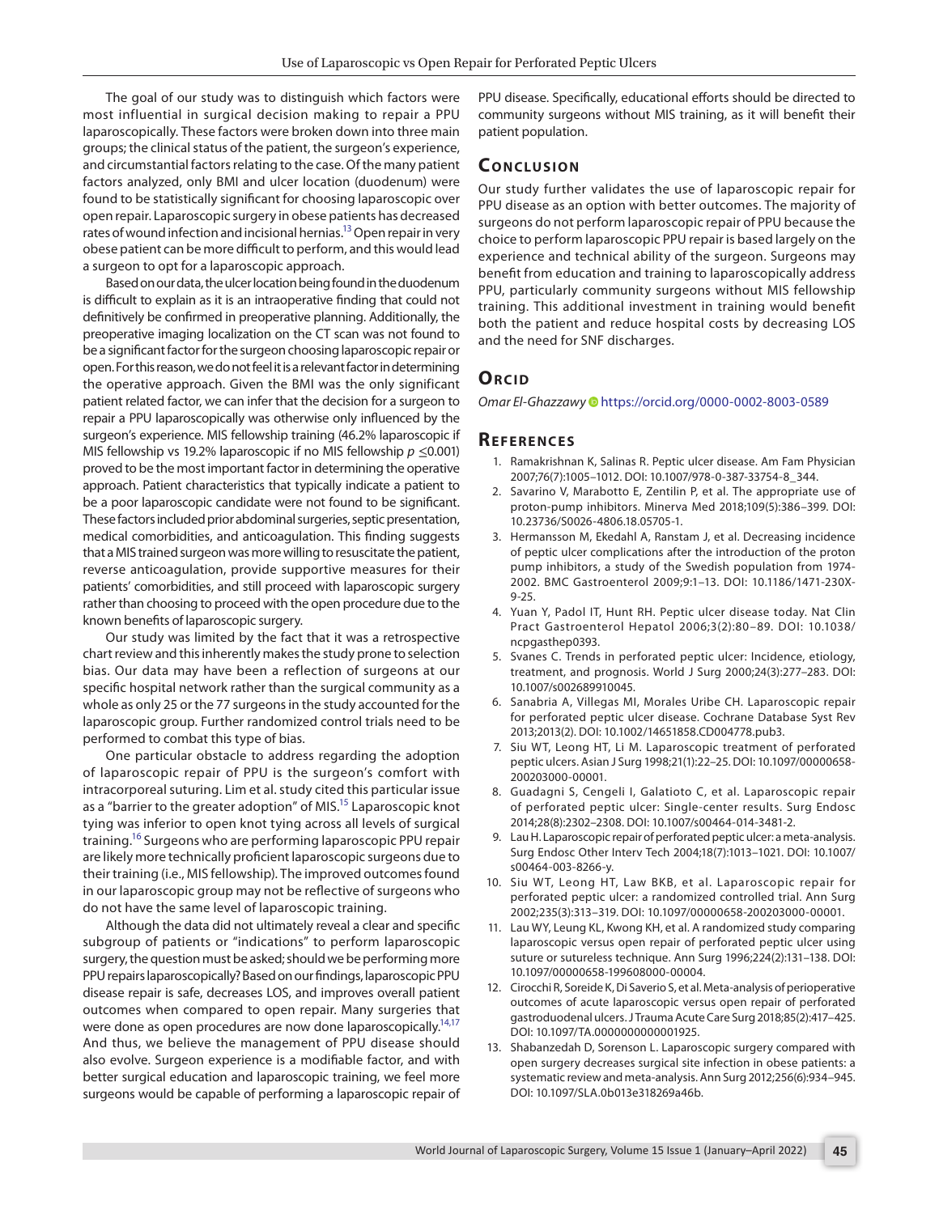The goal of our study was to distinguish which factors were most influential in surgical decision making to repair a PPU laparoscopically. These factors were broken down into three main groups; the clinical status of the patient, the surgeon's experience, and circumstantial factors relating to the case. Of the many patient factors analyzed, only BMI and ulcer location (duodenum) were found to be statistically significant for choosing laparoscopic over open repair. Laparoscopic surgery in obese patients has decreased rates of wound infection and incisional hernias.[13] Open repair in very obese patient can be more difficult to perform, and this would lead a surgeon to opt for a laparoscopic approach.

Based on our data, the ulcer location being found in the duodenum is difficult to explain as it is an intraoperative finding that could not definitively be confirmed in preoperative planning. Additionally, the preoperative imaging localization on the CT scan was not found to be a significant factor for the surgeon choosing laparoscopic repair or open. For this reason, we do not feel it is a relevant factor in determining the operative approach. Given the BMI was the only significant patient related factor, we can infer that the decision for a surgeon to repair a PPU laparoscopically was otherwise only influenced by the surgeon's experience. MIS fellowship training (46.2% laparoscopic if MIS fellowship vs 19.2% laparoscopic if no MIS fellowship $p \leq 0.001$) proved to be the most important factor in determining the operative approach. Patient characteristics that typically indicate a patient to be a poor laparoscopic candidate were not found to be significant. These factors included prior abdominal surgeries, septic presentation, medical comorbidities, and anticoagulation. This finding suggests that a MIS trained surgeon was more willing to resuscitate the patient, reverse anticoagulation, provide supportive measures for their patients' comorbidities, and still proceed with laparoscopic surgery rather than choosing to proceed with the open procedure due to the known benefits of laparoscopic surgery.

Our study was limited by the fact that it was a retrospective chart review and this inherently makes the study prone to selection bias. Our data may have been a reflection of surgeons at our specific hospital network rather than the surgical community as a whole as only 25 or the 77 surgeons in the study accounted for the laparoscopic group. Further randomized control trials need to be performed to combat this type of bias.

One particular obstacle to address regarding the adoption of laparoscopic repair of PPU is the surgeon's comfort with intracorporeal suturing. Lim et al. study cited this particular issue as a "barrier to the greater adoption" of MIS.[15] Laparoscopic knot tying was inferior to open knot tying across all levels of surgical training.[16] Surgeons who are performing laparoscopic PPU repair are likely more technically proficient laparoscopic surgeons due to their training (i.e., MIS fellowship). The improved outcomes found in our laparoscopic group may not be reflective of surgeons who do not have the same level of laparoscopic training.

Although the data did not ultimately reveal a clear and specific subgroup of patients or "indications" to perform laparoscopic surgery, the question must be asked; should we be performing more PPU repairs laparoscopically? Based on our findings, laparoscopic PPU disease repair is safe, decreases LOS, and improves overall patient outcomes when compared to open repair. Many surgeries that were done as open procedures are now done laparoscopically.[14,17] And thus, we believe the management of PPU disease should also evolve. Surgeon experience is a modifiable factor, and with better surgical education and laparoscopic training, we feel more surgeons would be capable of performing a laparoscopic repair of PPU disease. Specifically, educational efforts should be directed to community surgeons without MIS training, as it will benefit their patient population.

## Conclusion

Our study further validates the use of laparoscopic repair for PPU disease as an option with better outcomes. The majority of surgeons do not perform laparoscopic repair of PPU because the choice to perform laparoscopic PPU repair is based largely on the experience and technical ability of the surgeon. Surgeons may benefit from education and training to laparoscopically address PPU, particularly community surgeons without MIS fellowship training. This additional investment in training would benefit both the patient and reduce hospital costs by decreasing LOS and the need for SNF discharges.

## Orcid

*Omar El-Ghazzawy* https://orcid.org/0000-0002-8003-0589

## References

1. Ramakrishnan K, Salinas R. Peptic ulcer disease. Am Fam Physician 2007;76(7):1005–1012. DOI: 10.1007/978-0-387-33754-8_344.
2. Savarino V, Marabotto E, Zentilin P, et al. The appropriate use of proton-pump inhibitors. Minerva Med 2018;109(5):386–399. DOI: 10.23736/S0026-4806.18.05705-1.
3. Hermansson M, Ekedahl A, Ranstam J, et al. Decreasing incidence of peptic ulcer complications after the introduction of the proton pump inhibitors, a study of the Swedish population from 1974-2002. BMC Gastroenterol 2009;9:1–13. DOI: 10.1186/1471-230X-9-25.
4. Yuan Y, Padol IT, Hunt RH. Peptic ulcer disease today. Nat Clin Pract Gastroenterol Hepatol 2006;3(2):80–89. DOI: 10.1038/ncpgasthep0393.
5. Svanes C. Trends in perforated peptic ulcer: Incidence, etiology, treatment, and prognosis. World J Surg 2000;24(3):277–283. DOI: 10.1007/s002689910045.
6. Sanabria A, Villegas MI, Morales Uribe CH. Laparoscopic repair for perforated peptic ulcer disease. Cochrane Database Syst Rev 2013;2013(2). DOI: 10.1002/14651858.CD004778.pub3.
7. Siu WT, Leong HT, Li M. Laparoscopic treatment of perforated peptic ulcers. Asian J Surg 1998;21(1):22–25. DOI: 10.1097/00000658-200203000-00001.
8. Guadagni S, Cengeli I, Galatioto C, et al. Laparoscopic repair of perforated peptic ulcer: Single-center results. Surg Endosc 2014;28(8):2302–2308. DOI: 10.1007/s00464-014-3481-2.
9. Lau H. Laparoscopic repair of perforated peptic ulcer: a meta-analysis. Surg Endosc Other Interv Tech 2004;18(7):1013–1021. DOI: 10.1007/s00464-003-8266-y.
10. Siu WT, Leong HT, Law BKB, et al. Laparoscopic repair for perforated peptic ulcer: a randomized controlled trial. Ann Surg 2002;235(3):313–319. DOI: 10.1097/00000658-200203000-00001.
11. Lau WY, Leung KL, Kwong KH, et al. A randomized study comparing laparoscopic versus open repair of perforated peptic ulcer using suture or sutureless technique. Ann Surg 1996;224(2):131–138. DOI: 10.1097/00000658-199608000-00004.
12. Cirocchi R, Soreide K, Di Saverio S, et al. Meta-analysis of perioperative outcomes of acute laparoscopic versus open repair of perforated gastroduodenal ulcers. J Trauma Acute Care Surg 2018;85(2):417–425. DOI: 10.1097/TA.0000000000001925.
13. Shabanzedah D, Sorenson L. Laparoscopic surgery compared with open surgery decreases surgical site infection in obese patients: a systematic review and meta-analysis. Ann Surg 2012;256(6):934–945. DOI: 10.1097/SLA.0b013e318269a46b.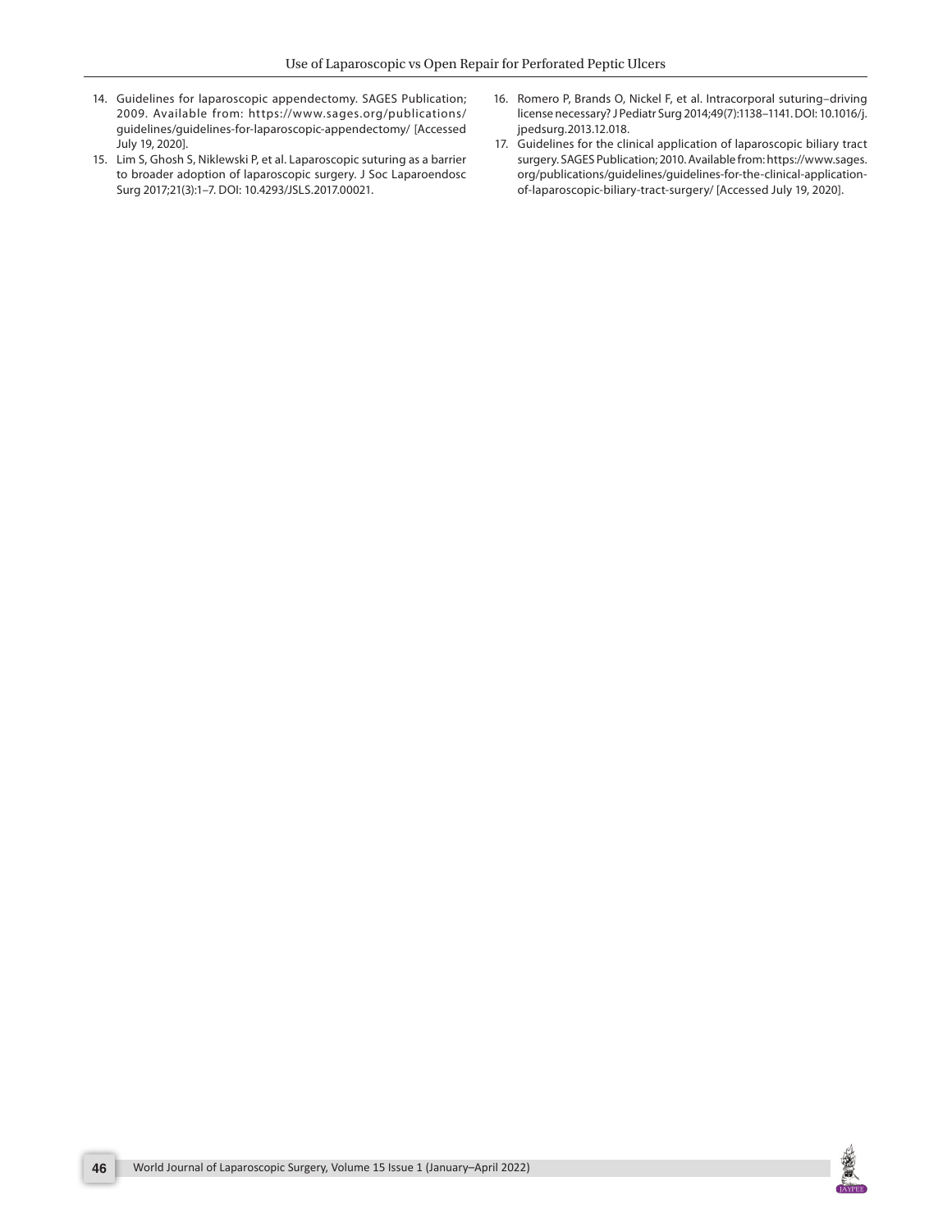14. Guidelines for laparoscopic appendectomy. SAGES Publication; 2009. Available from: https://www.sages.org/publications/guidelines/guidelines-for-laparoscopic-appendectomy/ [Accessed July 19, 2020].
15. Lim S, Ghosh S, Niklewski P, et al. Laparoscopic suturing as a barrier to broader adoption of laparoscopic surgery. J Soc Laparoendosc Surg 2017;21(3):1–7. DOI: 10.4293/JSLS.2017.00021.
16. Romero P, Brands O, Nickel F, et al. Intracorporal suturing–driving license necessary? J Pediatr Surg 2014;49(7):1138–1141. DOI: 10.1016/j.jpedsurg.2013.12.018.
17. Guidelines for the clinical application of laparoscopic biliary tract surgery. SAGES Publication; 2010. Available from: https://www.sages.org/publications/guidelines/guidelines-for-the-clinical-application-of-laparoscopic-biliary-tract-surgery/ [Accessed July 19, 2020].